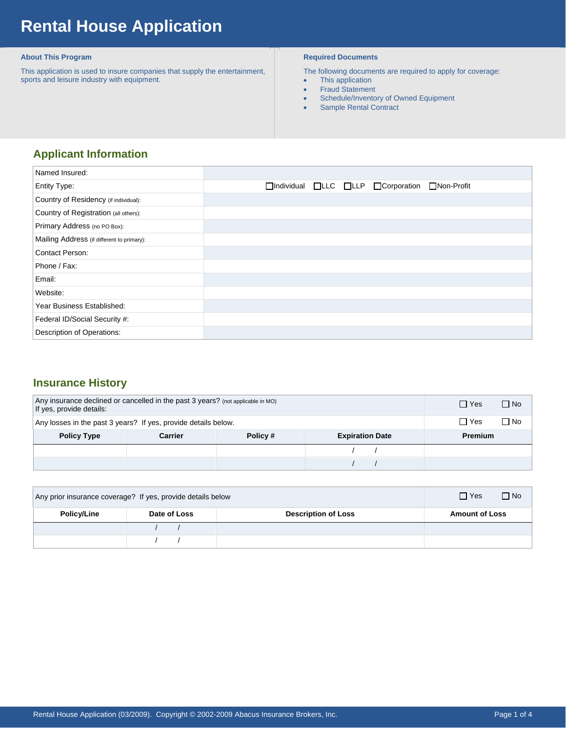# Rental House Application

### About This Program

This application is used to insure companies that supply the entertainment, sports and leisure industry with equipment.

### Required Documents

The following documents are required to apply for coverage:

- This application
- Fraud Statement
- Schedule/Inventory of Owned Equipment
- Sample Rental Contract

## Applicant Information

| | |
|---|---|
| Named Insured: | |
| Entity Type: | ☐Individual ☐LLC ☐LLP ☐Corporation ☐Non-Profit |
| Country of Residency (if individual): | |
| Country of Registration (all others): | |
| Primary Address (no PO Box): | |
| Mailing Address (if different to primary): | |
| Contact Person: | |
| Phone / Fax: | |
| Email: | |
| Website: | |
| Year Business Established: | |
| Federal ID/Social Security #: | |
| Description of Operations: | |

## Insurance History

| Any insurance declined or cancelled in the past 3 years? (not applicable in MO) If yes, provide details: | | | | ☐ Yes ☐ No |
|---|---|---|---|---|
| Any losses in the past 3 years? If yes, provide details below. | | | | ☐ Yes ☐ No |
| **Policy Type** | **Carrier** | **Policy #** | **Expiration Date** | **Premium** |
| | | | / / | |
| | | | / / | |

| Any prior insurance coverage? If yes, provide details below | | | ☐ Yes ☐ No |
|---|---|---|---|
| **Policy/Line** | **Date of Loss** | **Description of Loss** | **Amount of Loss** |
| | / / | | |
| | / / | | |

Rental House Application (03/2009). Copyright © 2002-2009 Abacus Insurance Brokers, Inc.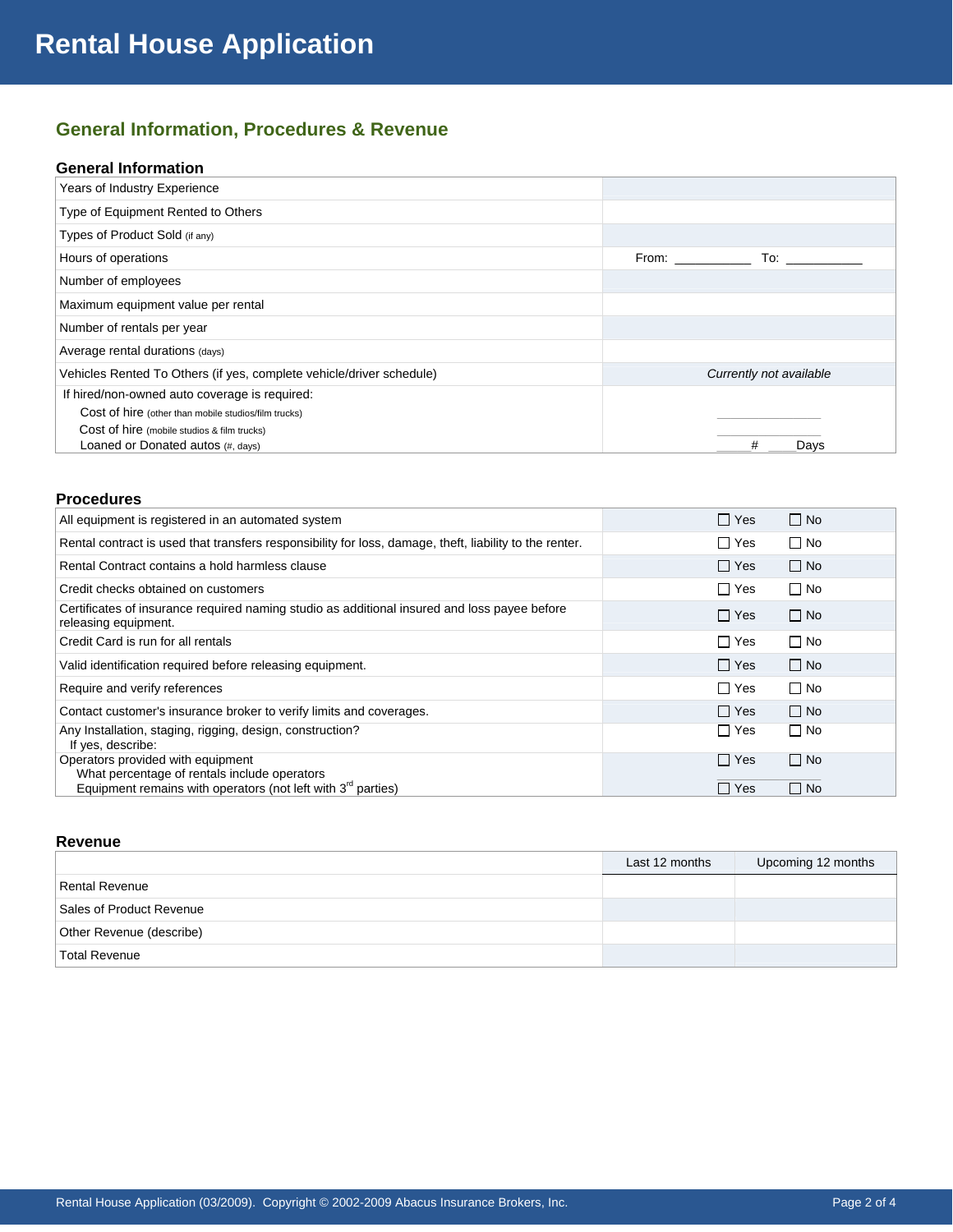# Rental House Application

## General Information, Procedures & Revenue

### General Information

| | |
|---|---|
| Years of Industry Experience | |
| Type of Equipment Rented to Others | |
| Types of Product Sold (if any) | |
| Hours of operations | From: __________ To: __________ |
| Number of employees | |
| Maximum equipment value per rental | |
| Number of rentals per year | |
| Average rental durations (days) | |
| Vehicles Rented To Others (if yes, complete vehicle/driver schedule) | *Currently not available* |
| If hired/non-owned auto coverage is required: | |
| Cost of hire (other than mobile studios/film trucks) | __________ |
| Cost of hire (mobile studios & film trucks) | __________ |
| Loaned or Donated autos (#, days) | _____# ____Days |

### Procedures

| | | |
|---|---|---|
| All equipment is registered in an automated system | ☐ Yes | ☐ No |
| Rental contract is used that transfers responsibility for loss, damage, theft, liability to the renter. | ☐ Yes | ☐ No |
| Rental Contract contains a hold harmless clause | ☐ Yes | ☐ No |
| Credit checks obtained on customers | ☐ Yes | ☐ No |
| Certificates of insurance required naming studio as additional insured and loss payee before releasing equipment. | ☐ Yes | ☐ No |
| Credit Card is run for all rentals | ☐ Yes | ☐ No |
| Valid identification required before releasing equipment. | ☐ Yes | ☐ No |
| Require and verify references | ☐ Yes | ☐ No |
| Contact customer's insurance broker to verify limits and coverages. | ☐ Yes | ☐ No |
| Any Installation, staging, rigging, design, construction? If yes, describe: | ☐ Yes | ☐ No |
| Operators provided with equipment | ☐ Yes | ☐ No |
| What percentage of rentals include operators | __________ | |
| Equipment remains with operators (not left with 3rd parties) | ☐ Yes | ☐ No |

### Revenue

| | Last 12 months | Upcoming 12 months |
|---|---|---|
| Rental Revenue | | |
| Sales of Product Revenue | | |
| Other Revenue (describe) | | |
| Total Revenue | | |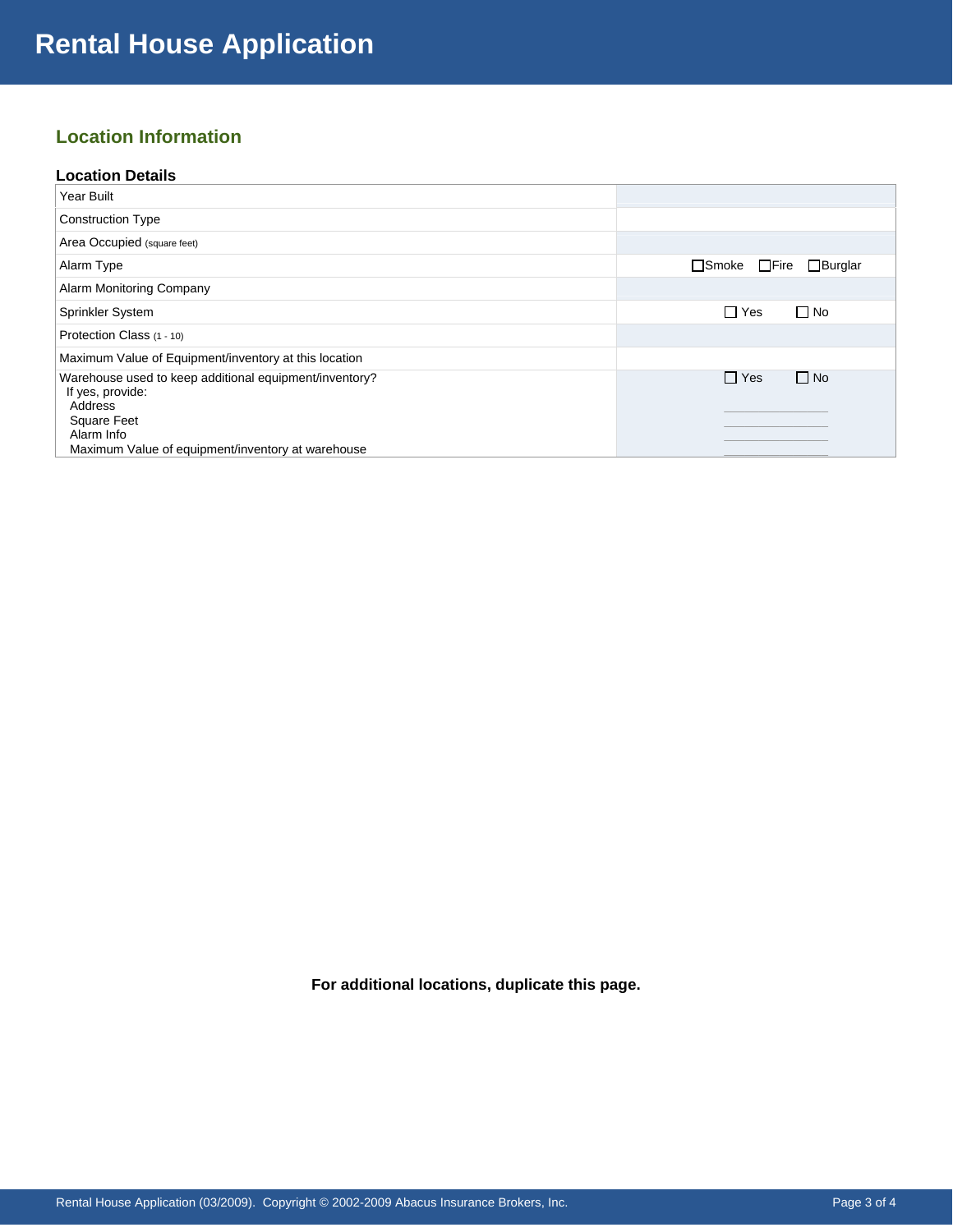# Rental House Application

## Location Information

### Location Details

| Field | Response |
|---|---|
| Year Built | |
| Construction Type | |
| Area Occupied (square feet) | |
| Alarm Type | ☐Smoke ☐Fire ☐Burglar |
| Alarm Monitoring Company | |
| Sprinkler System | ☐ Yes ☐ No |
| Protection Class (1 - 10) | |
| Maximum Value of Equipment/inventory at this location | |
| Warehouse used to keep additional equipment/inventory?<br>If yes, provide:<br>Address<br>Square Feet<br>Alarm Info<br>Maximum Value of equipment/inventory at warehouse | ☐ Yes ☐ No<br>\_\_\_\_\_\_\_\_\_\_<br>\_\_\_\_\_\_\_\_\_\_<br>\_\_\_\_\_\_\_\_\_\_<br>\_\_\_\_\_\_\_\_\_\_ |

**For additional locations, duplicate this page.**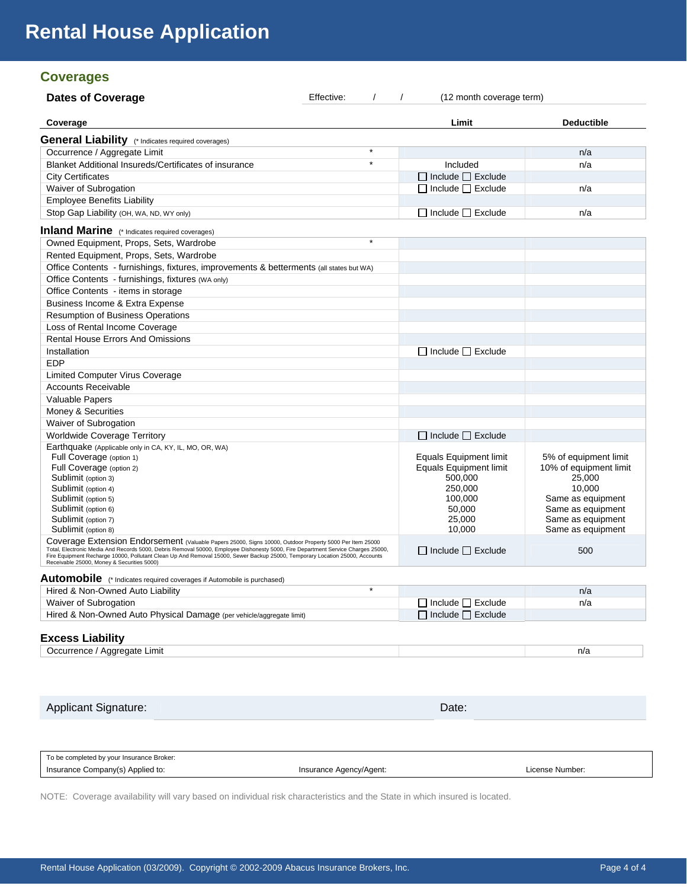# Rental House Application

## Coverages

**Dates of Coverage** Effective: / / (12 month coverage term)

| Coverage | | Limit | Deductible |
|---|---|---|---|
| **General Liability** (* Indicates required coverages) | | | |
| Occurrence / Aggregate Limit | * | | n/a |
| Blanket Additional Insureds/Certificates of insurance | * | Included | n/a |
| City Certificates | | ☐ Include ☐ Exclude | |
| Waiver of Subrogation | | ☐ Include ☐ Exclude | n/a |
| Employee Benefits Liability | | | |
| Stop Gap Liability (OH, WA, ND, WY only) | | ☐ Include ☐ Exclude | n/a |
| **Inland Marine** (* Indicates required coverages) | | | |
| Owned Equipment, Props, Sets, Wardrobe | * | | |
| Rented Equipment, Props, Sets, Wardrobe | | | |
| Office Contents - furnishings, fixtures, improvements & betterments (all states but WA) | | | |
| Office Contents - furnishings, fixtures (WA only) | | | |
| Office Contents - items in storage | | | |
| Business Income & Extra Expense | | | |
| Resumption of Business Operations | | | |
| Loss of Rental Income Coverage | | | |
| Rental House Errors And Omissions | | | |
| Installation | | ☐ Include ☐ Exclude | |
| EDP | | | |
| Limited Computer Virus Coverage | | | |
| Accounts Receivable | | | |
| Valuable Papers | | | |
| Money & Securities | | | |
| Waiver of Subrogation | | | |
| Worldwide Coverage Territory | | ☐ Include ☐ Exclude | |
| Earthquake (Applicable only in CA, KY, IL, MO, OR, WA) | | | |
| Full Coverage (option 1) | | Equals Equipment limit | 5% of equipment limit |
| Full Coverage (option 2) | | Equals Equipment limit | 10% of equipment limit |
| Sublimit (option 3) | | 500,000 | 25,000 |
| Sublimit (option 4) | | 250,000 | 10,000 |
| Sublimit (option 5) | | 100,000 | Same as equipment |
| Sublimit (option 6) | | 50,000 | Same as equipment |
| Sublimit (option 7) | | 25,000 | Same as equipment |
| Sublimit (option 8) | | 10,000 | Same as equipment |
| Coverage Extension Endorsement (Valuable Papers 25000, Signs 10000, Outdoor Property 5000 Per Item 25000 Total, Electronic Media And Records 5000, Debris Removal 50000, Employee Dishonesty 5000, Fire Department Service Charges 25000, Fire Equipment Recharge 10000, Pollutant Clean Up And Removal 15000, Sewer Backup 25000, Temporary Location 25000, Accounts Receivable 25000, Money & Securities 5000) | | ☐ Include ☐ Exclude | 500 |
| **Automobile** (* Indicates required coverages if Automobile is purchased) | | | |
| Hired & Non-Owned Auto Liability | * | | n/a |
| Waiver of Subrogation | | ☐ Include ☐ Exclude | n/a |
| Hired & Non-Owned Auto Physical Damage (per vehicle/aggregate limit) | | ☐ Include ☐ Exclude | |
| **Excess Liability** | | | |
| Occurrence / Aggregate Limit | | | n/a |

Applicant Signature: Date:

To be completed by your Insurance Broker:

Insurance Company(s) Applied to: Insurance Agency/Agent: License Number:

NOTE: Coverage availability will vary based on individual risk characteristics and the State in which insured is located.

Rental House Application (03/2009). Copyright © 2002-2009 Abacus Insurance Brokers, Inc.